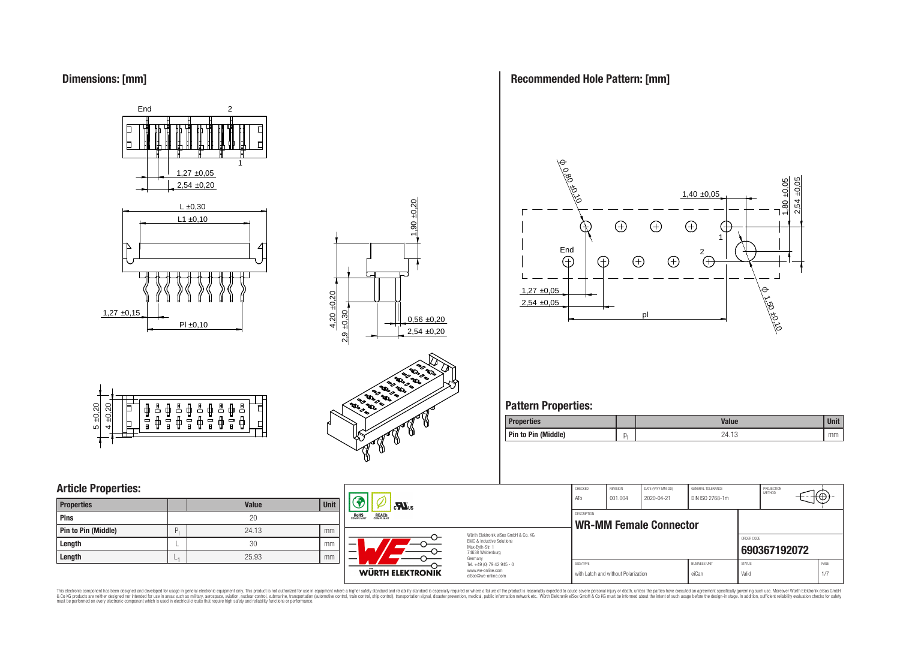## Dimensions: [mm]

End 2 1

1,27 ±0,05
2,54 ±0,20

L ±0,30
L1 ±0,10

1,27 ±0,15
Pl ±0,10

1,90 ±0,20
4,20 ±0,20
2,9 ±0,30
0,56 ±0,20
2,54 ±0,20

5 ±0,20
4 ±0,20

## Recommended Hole Pattern: [mm]

Φ 0,80 ±0,10
1,40 ±0,05
1,80 ±0,05
2,54 ±0,05
End 2 1
1,27 ±0,05
2,54 ±0,05
pl
Φ 1,50 ±0,10

## Pattern Properties:

| Properties | | Value | Unit |
|---|---|---|---|
| Pin to Pin (Middle) | $p_l$ | 24.13 | mm |

## Article Properties:

| Properties | | Value | Unit |
|---|---|---|---|
| Pins | | 20 | |
| Pin to Pin (Middle) | $P_l$ | 24.13 | mm |
| Length | L | 30 | mm |
| Length | $L_1$ | 25.93 | mm |

RoHS COMPLIANT REACh COMPLIANT

Würth Elektronik eiSos GmbH & Co. KG
EMC & Inductive Solutions
Max-Eyth-Str. 1
74638 Waldenburg
Germany
Tel. +49 (0) 79 42 945 - 0
www.we-online.com
eiSos@we-online.com

WÜRTH ELEKTRONIK

| CHECKED | REVISION | DATE (YYYY-MM-DD) | GENERAL TOLERANCE | PROJECTION METHOD |
|---|---|---|---|---|
| ATo | 001.004 | 2020-04-21 | DIN ISO 2768-1m | |

DESCRIPTION

**WR-MM Female Connector**

ORDER CODE

**690367192072**

| SIZE/TYPE | BUSINESS UNIT | STATUS | PAGE |
|---|---|---|---|
| with Latch and without Polarization | eiCan | Valid | 1/7 |

This electronic component has been designed and developed for usage in general electronic equipment only. This product is not authorized for use in equipment where a higher safety standard and reliability standard is especially required or where a failure of the product is reasonably expected to cause severe personal injury or death, unless the parties have executed an agreement specifically governing such use. Moreover Würth Elektronik eiSos GmbH & Co KG products are neither designed nor intended for use in areas such as military, aerospace, aviation, nuclear control, submarine, transportation (automotive control, train control, ship control), transportation signal, disaster prevention, medical, public information network etc.. Würth Elektronik eiSos GmbH & Co KG must be informed about the intent of such usage before the design-in stage. In addition, sufficient reliability evaluation checks for safety must be performed on every electronic component which is used in electrical circuits that require high safety and reliability functions or performance.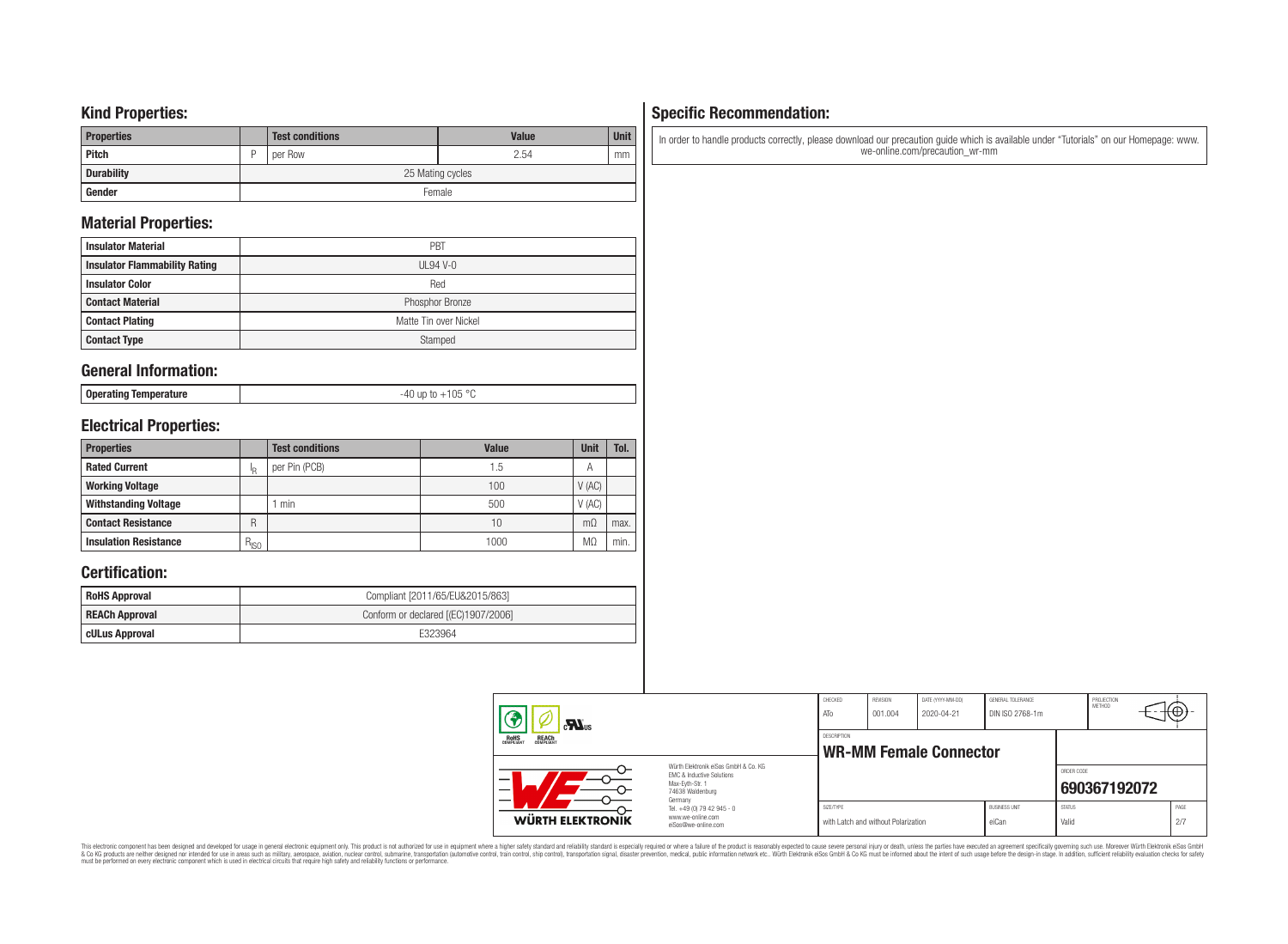## Kind Properties:

| Properties | | Test conditions | Value | Unit |
|---|---|---|---|---|
| Pitch | P | per Row | 2.54 | mm |
| Durability | | 25 Mating cycles | | |
| Gender | | Female | | |

## Material Properties:

| | |
|---|---|
| Insulator Material | PBT |
| Insulator Flammability Rating | UL94 V-0 |
| Insulator Color | Red |
| Contact Material | Phosphor Bronze |
| Contact Plating | Matte Tin over Nickel |
| Contact Type | Stamped |

## General Information:

| | |
|---|---|
| Operating Temperature | -40 up to +105 °C |

## Electrical Properties:

| Properties | | Test conditions | Value | Unit | Tol. |
|---|---|---|---|---|---|
| Rated Current | $I_R$ | per Pin (PCB) | 1.5 | A | |
| Working Voltage | | | 100 | V (AC) | |
| Withstanding Voltage | | 1 min | 500 | V (AC) | |
| Contact Resistance | R | | 10 | mΩ | max. |
| Insulation Resistance | $R_{ISO}$ | | 1000 | MΩ | min. |

## Certification:

| | |
|---|---|
| RoHS Approval | Compliant [2011/65/EU&2015/863] |
| REACh Approval | Conform or declared [(EC)1907/2006] |
| cULus Approval | E323964 |

## Specific Recommendation:

In order to handle products correctly, please download our precaution guide which is available under "Tutorials" on our Homepage: www.we-online.com/precaution_wr-mm

| CHECKED | REVISION | DATE (YYYY-MM-DD) | GENERAL TOLERANCE | PROJECTION METHOD |
|---|---|---|---|---|
| ATo | 001.004 | 2020-04-21 | DIN ISO 2768-1m | |

DESCRIPTION: **WR-MM Female Connector**

ORDER CODE: **690367192072**

| SIZE/TYPE | BUSINESS UNIT | STATUS | PAGE |
|---|---|---|---|
| with Latch and without Polarization | eiCan | Valid | 2/7 |

Würth Elektronik eiSos GmbH & Co. KG
EMC & Inductive Solutions
Max-Eyth-Str. 1
74638 Waldenburg
Germany
Tel. +49 (0) 79 42 945 - 0
www.we-online.com
eiSos@we-online.com

This electronic component has been designed and developed for usage in general electronic equipment only. This product is not authorized for use in equipment where a higher safety standard and reliability standard is especially required or where a failure of the product is reasonably expected to cause severe personal injury or death, unless the parties have executed an agreement specifically governing such use. Moreover Würth Elektronik eiSos GmbH & Co KG products are neither designed nor intended for use in areas such as military, aerospace, aviation, nuclear control, submarine, transportation (automotive control, train control, ship control), transportation signal, disaster prevention, medical, public information network etc.. Würth Elektronik eiSos GmbH & Co KG must be informed about the intent of such usage before the design-in stage. In addition, sufficient reliability evaluation checks for safety must be performed on every electronic component which is used in electrical circuits that require high safety and reliability functions or performance.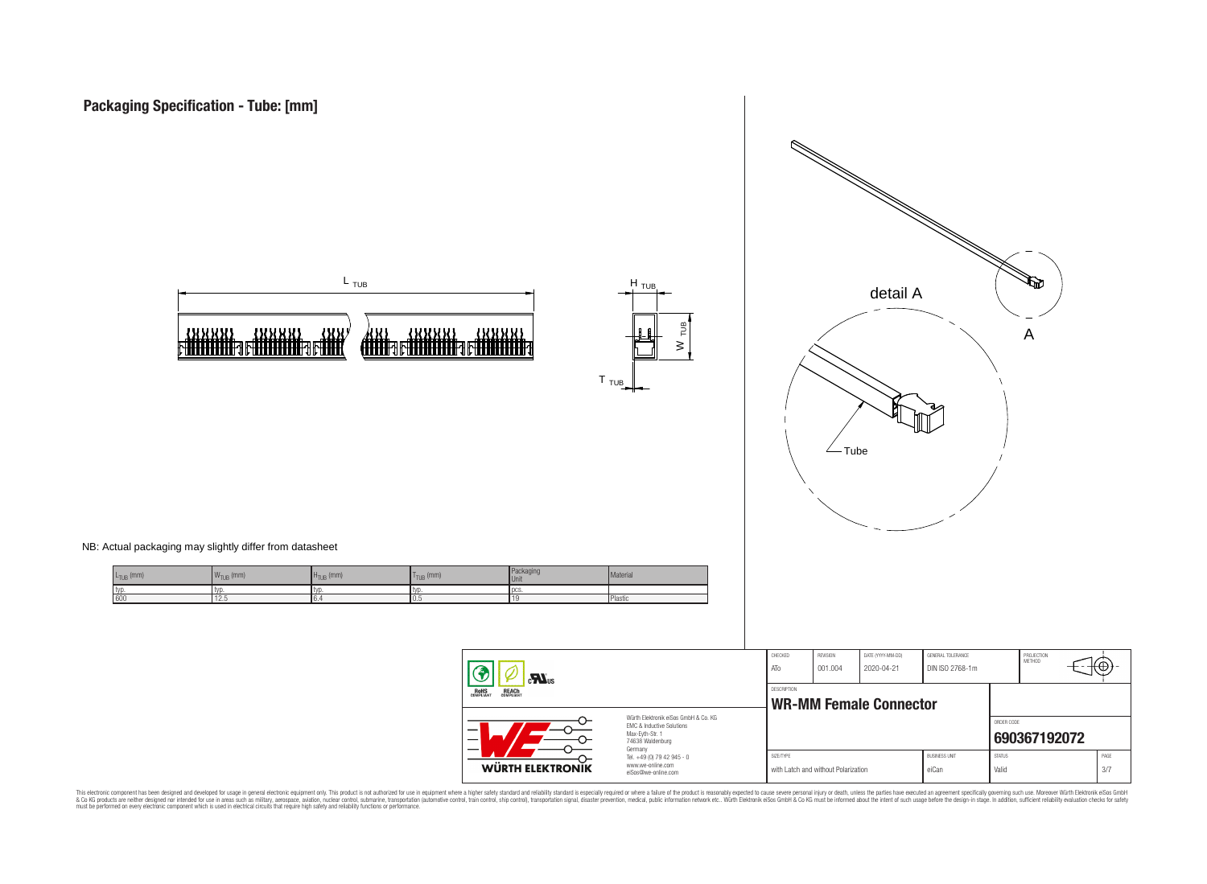# Packaging Specification - Tube: [mm]

NB: Actual packaging may slightly differ from datasheet

| $L_{TUB}$ (mm) | $W_{TUB}$ (mm) | $H_{TUB}$ (mm) | $T_{TUB}$ (mm) | Packaging Unit | Material |
|---|---|---|---|---|---|
| typ. | typ. | typ. | typ. | pcs. | |
| 600 | 12.5 | 6.4 | 0.5 | 19 | Plastic |

| CHECKED | REVISION | DATE (YYYY-MM-DD) | GENERAL TOLERANCE | PROJECTION METHOD |
|---|---|---|---|---|
| ATo | 001.004 | 2020-04-21 | DIN ISO 2768-1m | |

DESCRIPTION

**WR-MM Female Connector**

ORDER CODE: **690367192072**

| SIZE/TYPE | BUSINESS UNIT | STATUS | PAGE |
|---|---|---|---|
| with Latch and without Polarization | eiCan | Valid | 3/7 |

Würth Elektronik eiSos GmbH & Co. KG
EMC & Inductive Solutions
Max-Eyth-Str. 1
74638 Waldenburg
Germany
Tel. +49 (0) 79 42 945 - 0
www.we-online.com
eiSos@we-online.com

This electronic component has been designed and developed for usage in general electronic equipment only. This product is not authorized for use in equipment where a higher safety standard and reliability standard is especially required or where a failure of the product is reasonably expected to cause severe personal injury or death, unless the parties have executed an agreement specifically governing such usage. Moreover Würth Elektronik eiSos GmbH & Co KG products are neither designed nor intended for use in areas such as military, aerospace, aviation, nuclear control, submarine, transportation (automotive control, train control, ship control), transportation signal, disaster prevention, medical, public information network etc.. Würth Elektronik eiSos GmbH & Co KG must be informed about the intent of such usage before the design-in stage. In addition, sufficient reliability evaluation checks for safety must be performed on every electronic component which is used in electrical circuits that require high safety and reliability functions or performance.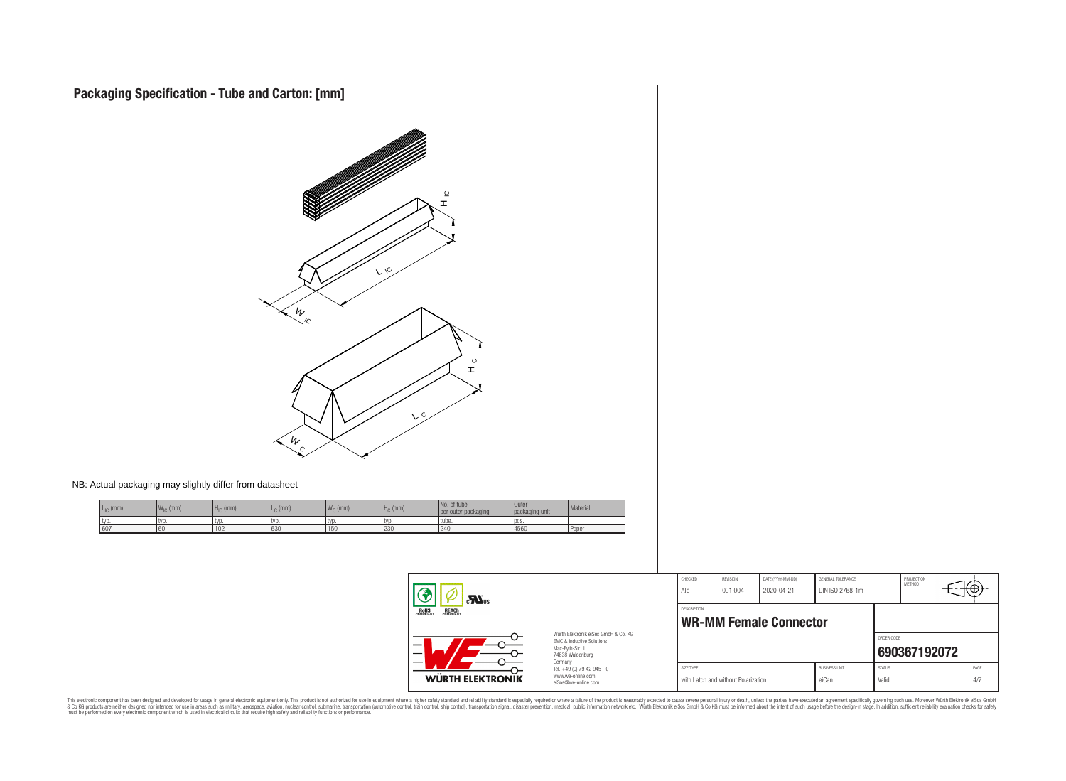# Packaging Specification - Tube and Carton: [mm]

NB: Actual packaging may slightly differ from datasheet

| $L_{IC}$ (mm) | $W_{IC}$ (mm) | $H_{IC}$ (mm) | $L_C$ (mm) | $W_C$ (mm) | $H_C$ (mm) | No. of tube per outer packaging | Outer packaging unit | Material |
|---|---|---|---|---|---|---|---|---|
| typ. | typ. | typ. | typ. | typ. | typ. | tube. | pcs. | |
| 607 | 60 | 102 | 630 | 150 | 230 | 240 | 4560 | Paper |

| CHECKED | REVISION | DATE (YYYY-MM-DD) | GENERAL TOLERANCE | PROJECTION METHOD |
|---|---|---|---|---|
| ATo | 001.004 | 2020-04-21 | DIN ISO 2768-1m | |

DESCRIPTION

**WR-MM Female Connector**

ORDER CODE

**690367192072**

| SIZE/TYPE | BUSINESS UNIT | STATUS | PAGE |
|---|---|---|---|
| with Latch and without Polarization | eiCan | Valid | 4/7 |

Würth Elektronik eiSos GmbH & Co. KG
EMC & Inductive Solutions
Max-Eyth-Str. 1
74638 Waldenburg
Germany
Tel. +49 (0) 79 42 945 - 0
www.we-online.com
eiSos@we-online.com

WÜRTH ELEKTRONIK

This electronic component has been designed and developed for usage in general electronic equipment only. This product is not authorized for use in equipment where a higher safety standard and reliability standard is especially required or where a failure of the product is reasonably expected to cause severe personal injury or death, unless the parties have executed an agreement specifically governing such use. Moreover Würth Elektronik eiSos GmbH & Co KG products are neither designed nor intended for use in areas such as military, aerospace, aviation, nuclear control, submarine, transportation (automotive control, train control, ship control), transportation signal, disaster prevention, medical, public information network etc.. Würth Elektronik eiSos GmbH & Co KG must be informed about the intent of such usage before the design-in stage. In addition, sufficient reliability evaluation checks for safety must be performed on every electronic component which is used in electrical circuits that require high safety and reliability functions or performance.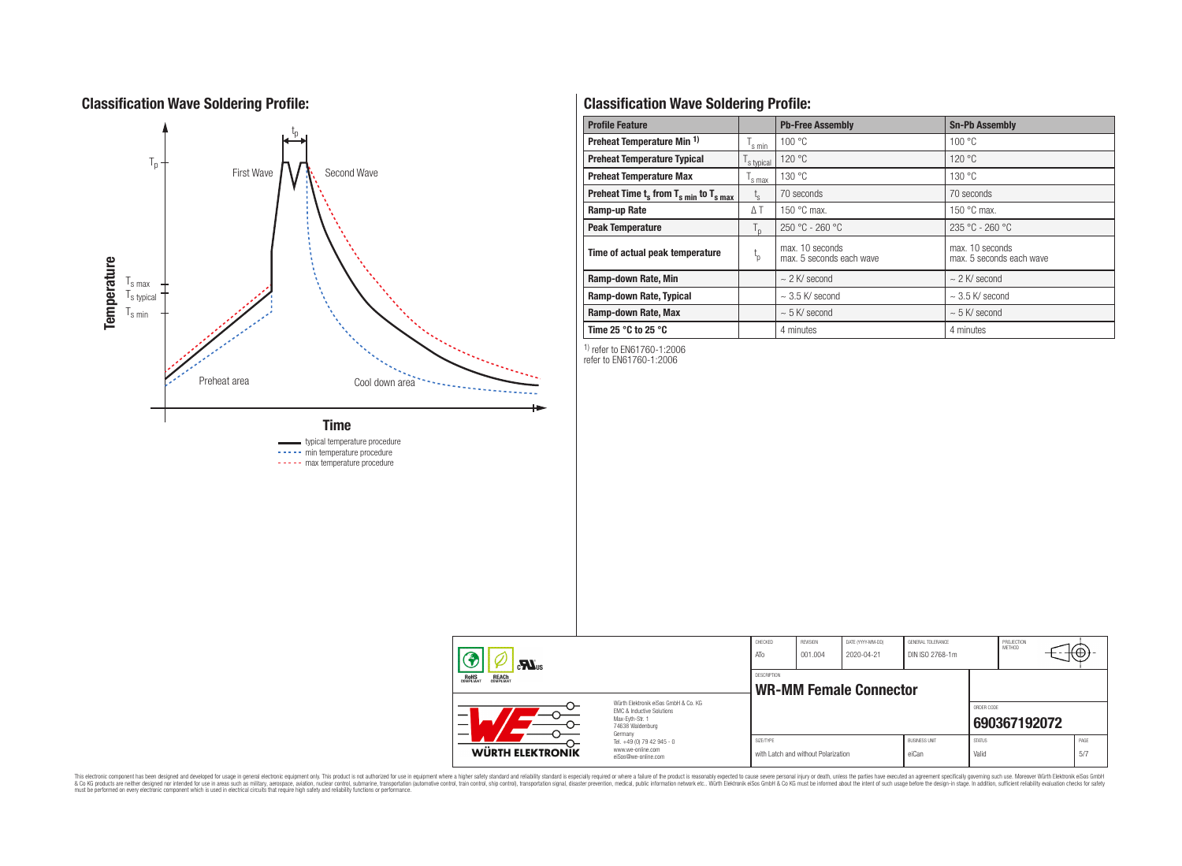## Classification Wave Soldering Profile:

Temperature

$T_p$

$t_p$

First Wave

Second Wave

$T_{s\ max}$

$T_{s\ typical}$

$T_{s\ min}$

Preheat area

Cool down area

Time

typical temperature procedure

min temperature procedure

max temperature procedure

## Classification Wave Soldering Profile:

| Profile Feature | | Pb-Free Assembly | Sn-Pb Assembly |
|---|---|---|---|
| **Preheat Temperature Min [1]** | $T_{s\ min}$ | 100 °C | 100 °C |
| **Preheat Temperature Typical** | $T_{s\ typical}$ | 120 °C | 120 °C |
| **Preheat Temperature Max** | $T_{s\ max}$ | 130 °C | 130 °C |
| **Preheat Time $t_s$ from $T_{s\ min}$ to $T_{s\ max}$** | $t_s$ | 70 seconds | 70 seconds |
| **Ramp-up Rate** | ΔT | 150 °C max. | 150 °C max. |
| **Peak Temperature** | $T_p$ | 250 °C - 260 °C | 235 °C - 260 °C |
| **Time of actual peak temperature** | $t_p$ | max. 10 seconds<br>max. 5 seconds each wave | max. 10 seconds<br>max. 5 seconds each wave |
| **Ramp-down Rate, Min** | | ~ 2 K/ second | ~ 2 K/ second |
| **Ramp-down Rate, Typical** | | ~ 3.5 K/ second | ~ 3.5 K/ second |
| **Ramp-down Rate, Max** | | ~ 5 K/ second | ~ 5 K/ second |
| **Time 25 °C to 25 °C** | | 4 minutes | 4 minutes |

[1] refer to EN61760-1:2006
refer to EN61760-1:2006

| CHECKED | REVISION | DATE (YYYY-MM-DD) | GENERAL TOLERANCE | PROJECTION METHOD |
|---|---|---|---|---|
| ATo | 001.004 | 2020-04-21 | DIN ISO 2768-1m | |

DESCRIPTION: **WR-MM Female Connector**

ORDER CODE: **690367192072**

| SIZE/TYPE | BUSINESS UNIT | STATUS | PAGE |
|---|---|---|---|
| with Latch and without Polarization | eiCan | Valid | 5/7 |

Würth Elektronik eiSos GmbH & Co. KG
EMC & Inductive Solutions
Max-Eyth-Str. 1
74638 Waldenburg
Germany
Tel. +49 (0) 79 42 945 - 0
www.we-online.com
eiSos@we-online.com

WÜRTH ELEKTRONIK

This electronic component has been designed and developed for usage in general electronic equipment only. This product is not authorized for use in equipment where a higher safety standard and reliability standard is especially required or where a failure of the product is reasonably expected to cause severe personal injury or death, unless the parties have executed an agreement specifically governing such use. Moreover Würth Elektronik eiSos GmbH & Co KG products are neither designed nor intended for use in areas such as military, aerospace, aviation, nuclear control, submarine, transportation (automotive control, train control, ship control), transportation signal, disaster prevention, medical, public information network etc.. Würth Elektronik eiSos GmbH & Co KG must be informed about the intent of such usage before the design-in stage. In addition, sufficient reliability evaluation checks for safety must be performed on every electronic component which is used in electrical circuits that require high safety and reliability functions or performance.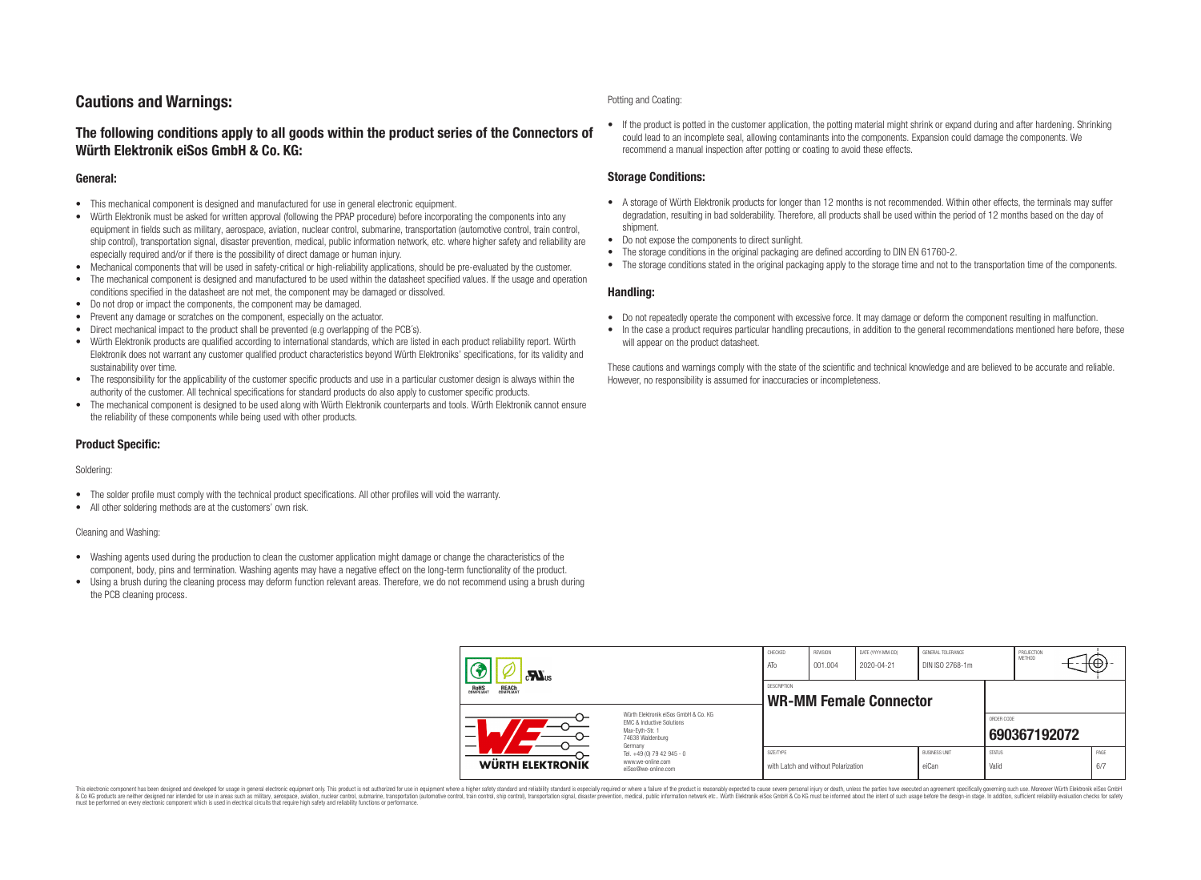# Cautions and Warnings:

## The following conditions apply to all goods within the product series of the Connectors of Würth Elektronik eiSos GmbH & Co. KG:

### General:

- This mechanical component is designed and manufactured for use in general electronic equipment.
- Würth Elektronik must be asked for written approval (following the PPAP procedure) before incorporating the components into any equipment in fields such as military, aerospace, aviation, nuclear control, submarine, transportation (automotive control, train control, ship control), transportation signal, disaster prevention, medical, public information network, etc. where higher safety and reliability are especially required and/or if there is the possibility of direct damage or human injury.
- Mechanical components that will be used in safety-critical or high-reliability applications, should be pre-evaluated by the customer.
- The mechanical component is designed and manufactured to be used within the datasheet specified values. If the usage and operation conditions specified in the datasheet are not met, the component may be damaged or dissolved.
- Do not drop or impact the components, the component may be damaged.
- Prevent any damage or scratches on the component, especially on the actuator.
- Direct mechanical impact to the product shall be prevented (e.g overlapping of the PCB´s).
- Würth Elektronik products are qualified according to international standards, which are listed in each product reliability report. Würth Elektronik does not warrant any customer qualified product characteristics beyond Würth Elektroniks' specifications, for its validity and sustainability over time.
- The responsibility for the applicability of the customer specific products and use in a particular customer design is always within the authority of the customer. All technical specifications for standard products do also apply to customer specific products.
- The mechanical component is designed to be used along with Würth Elektronik counterparts and tools. Würth Elektronik cannot ensure the reliability of these components while being used with other products.

### Product Specific:

Soldering:

- The solder profile must comply with the technical product specifications. All other profiles will void the warranty.
- All other soldering methods are at the customers' own risk.

Cleaning and Washing:

- Washing agents used during the production to clean the customer application might damage or change the characteristics of the component, body, pins and termination. Washing agents may have a negative effect on the long-term functionality of the product.
- Using a brush during the cleaning process may deform function relevant areas. Therefore, we do not recommend using a brush during the PCB cleaning process.

Potting and Coating:

- If the product is potted in the customer application, the potting material might shrink or expand during and after hardening. Shrinking could lead to an incomplete seal, allowing contaminants into the components. Expansion could damage the components. We recommend a manual inspection after potting or coating to avoid these effects.

### Storage Conditions:

- A storage of Würth Elektronik products for longer than 12 months is not recommended. Within other effects, the terminals may suffer degradation, resulting in bad solderability. Therefore, all products shall be used within the period of 12 months based on the day of shipment.
- Do not expose the components to direct sunlight.
- The storage conditions in the original packaging are defined according to DIN EN 61760-2.
- The storage conditions stated in the original packaging apply to the storage time and not to the transportation time of the components.

### Handling:

- Do not repeatedly operate the component with excessive force. It may damage or deform the component resulting in malfunction.
- In the case a product requires particular handling precautions, in addition to the general recommendations mentioned here before, these will appear on the product datasheet.

These cautions and warnings comply with the state of the scientific and technical knowledge and are believed to be accurate and reliable. However, no responsibility is assumed for inaccuracies or incompleteness.

| CHECKED | REVISION | DATE (YYYY-MM-DD) | GENERAL TOLERANCE | PROJECTION METHOD |
|---|---|---|---|---|
| ATo | 001.004 | 2020-04-21 | DIN ISO 2768-1m | |

DESCRIPTION: **WR-MM Female Connector**

ORDER CODE: **690367192072**

| SIZE/TYPE | BUSINESS UNIT | STATUS | PAGE |
|---|---|---|---|
| with Latch and without Polarization | eiCan | Valid | 6/7 |

Würth Elektronik eiSos GmbH & Co. KG
EMC & Inductive Solutions
Max-Eyth-Str. 1
74638 Waldenburg
Germany
Tel. +49 (0) 79 42 945 - 0
www.we-online.com
eiSos@we-online.com

This electronic component has been designed and developed for usage in general electronic equipment only. This product is not authorized for use in equipment where a higher safety standard and reliability standard is especially required or where a failure of the product is reasonably expected to cause severe personal injury or death, unless the parties have executed an agreement specifically governing such use. Moreover Würth Elektronik eiSos GmbH & Co KG products are neither designed nor intended for use in areas such as military, aerospace, aviation, nuclear control, submarine, transportation (automotive control, train control, ship control), transportation signal, disaster prevention, medical, public information network etc.. Würth Elektronik eiSos GmbH & Co KG must be informed about the intent of such usage before the design-in stage. In addition, sufficient reliability evaluation checks for safety must be performed on every electronic component which is used in electrical circuits that require high safety and reliability functions or performance.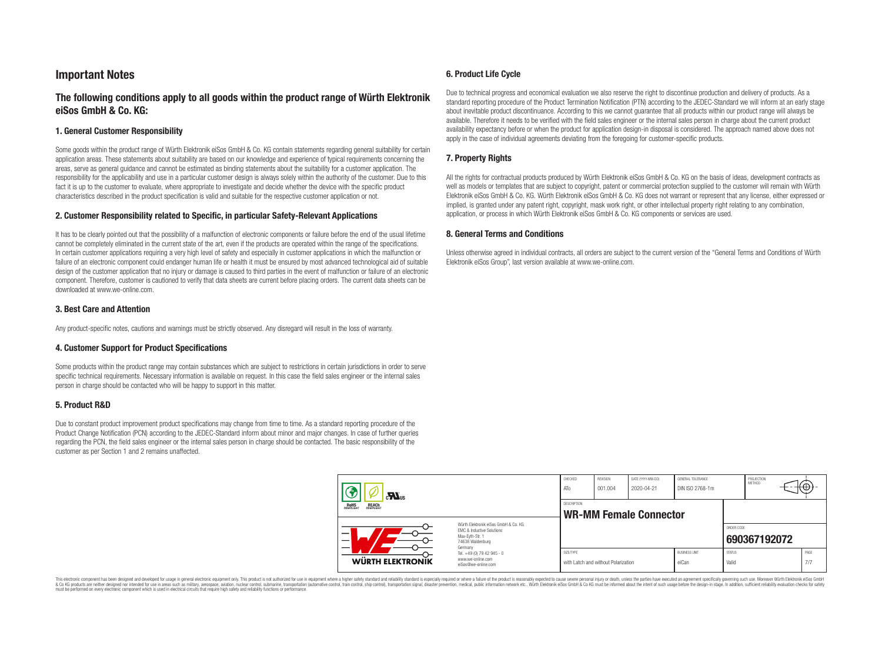# Important Notes

## The following conditions apply to all goods within the product range of Würth Elektronik eiSos GmbH & Co. KG:

### 1. General Customer Responsibility

Some goods within the product range of Würth Elektronik eiSos GmbH & Co. KG contain statements regarding general suitability for certain application areas. These statements about suitability are based on our knowledge and experience of typical requirements concerning the areas, serve as general guidance and cannot be estimated as binding statements about the suitability for a customer application. The responsibility for the applicability and use in a particular customer design is always solely within the authority of the customer. Due to this fact it is up to the customer to evaluate, where appropriate to investigate and decide whether the device with the specific product characteristics described in the product specification is valid and suitable for the respective customer application or not.

### 2. Customer Responsibility related to Specific, in particular Safety-Relevant Applications

It has to be clearly pointed out that the possibility of a malfunction of electronic components or failure before the end of the usual lifetime cannot be completely eliminated in the current state of the art, even if the products are operated within the range of the specifications. In certain customer applications requiring a very high level of safety and especially in customer applications in which the malfunction or failure of an electronic component could endanger human life or health it must be ensured by most advanced technological aid of suitable design of the customer application that no injury or damage is caused to third parties in the event of malfunction or failure of an electronic component. Therefore, customer is cautioned to verify that data sheets are current before placing orders. The current data sheets can be downloaded at www.we-online.com.

### 3. Best Care and Attention

Any product-specific notes, cautions and warnings must be strictly observed. Any disregard will result in the loss of warranty.

### 4. Customer Support for Product Specifications

Some products within the product range may contain substances which are subject to restrictions in certain jurisdictions in order to serve specific technical requirements. Necessary information is available on request. In this case the field sales engineer or the internal sales person in charge should be contacted who will be happy to support in this matter.

### 5. Product R&D

Due to constant product improvement product specifications may change from time to time. As a standard reporting procedure of the Product Change Notification (PCN) according to the JEDEC-Standard inform about minor and major changes. In case of further queries regarding the PCN, the field sales engineer or the internal sales person in charge should be contacted. The basic responsibility of the customer as per Section 1 and 2 remains unaffected.

### 6. Product Life Cycle

Due to technical progress and economical evaluation we also reserve the right to discontinue production and delivery of products. As a standard reporting procedure of the Product Termination Notification (PTN) according to the JEDEC-Standard we will inform at an early stage about inevitable product discontinuance. According to this we cannot guarantee that all products within our product range will always be available. Therefore it needs to be verified with the field sales engineer or the internal sales person in charge about the current product availability expectancy before or when the product for application design-in disposal is considered. The approach named above does not apply in the case of individual agreements deviating from the foregoing for customer-specific products.

### 7. Property Rights

All the rights for contractual products produced by Würth Elektronik eiSos GmbH & Co. KG on the basis of ideas, development contracts as well as models or templates that are subject to copyright, patent or commercial protection supplied to the customer will remain with Würth Elektronik eiSos GmbH & Co. KG. Würth Elektronik eiSos GmbH & Co. KG does not warrant or represent that any license, either expressed or implied, is granted under any patent right, copyright, mask work right, or other intellectual property right relating to any combination, application, or process in which Würth Elektronik eiSos GmbH & Co. KG components or services are used.

### 8. General Terms and Conditions

Unless otherwise agreed in individual contracts, all orders are subject to the current version of the "General Terms and Conditions of Würth Elektronik eiSos Group", last version available at www.we-online.com.

| | | | | | | | |
|---|---|---|---|---|---|---|---|
| RoHS COMPLIANT / REACh COMPLIANT / cULus | | CHECKED: ATo | REVISION: 001.004 | DATE (YYYY-MM-DD): 2020-04-21 | GENERAL TOLERANCE: DIN ISO 2768-1m | PROJECTION METHOD | |
| | | DESCRIPTION: **WR-MM Female Connector** | | | | | |
| WÜRTH ELEKTRONIK | Würth Elektronik eiSos GmbH & Co. KG, EMC & Inductive Solutions, Max-Eyth-Str. 1, 74638 Waldenburg, Germany, Tel. +49 (0) 79 42 945 - 0, www.we-online.com, eiSos@we-online.com | | | | | ORDER CODE: **690367192072** | |
| | | SIZE/TYPE: with Latch and without Polarization | | | BUSINESS UNIT: eiCan | STATUS: Valid | PAGE: 7/7 |

This electronic component has been designed and developed for usage in general electronic equipment only. This product is not authorized for use in equipment where a higher safety standard and reliability standard is especially required or where a failure of the product is reasonably expected to cause severe personal injury or death, unless the parties have executed an agreement specifically governing such use. Moreover Würth Elektronik eiSos GmbH & Co KG products are neither designed nor intended for use in areas such as military, aerospace, aviation, nuclear control, submarine, transportation (automotive control, train control, ship control), transportation signal, disaster prevention, medical, public information network etc.. Würth Elektronik eiSos GmbH & Co KG must be informed about the intent of such usage before the design-in stage. In addition, sufficient reliability evaluation checks for safety must be performed on every electronic component which is used in electrical circuits that require high safety and reliability functions or performance.